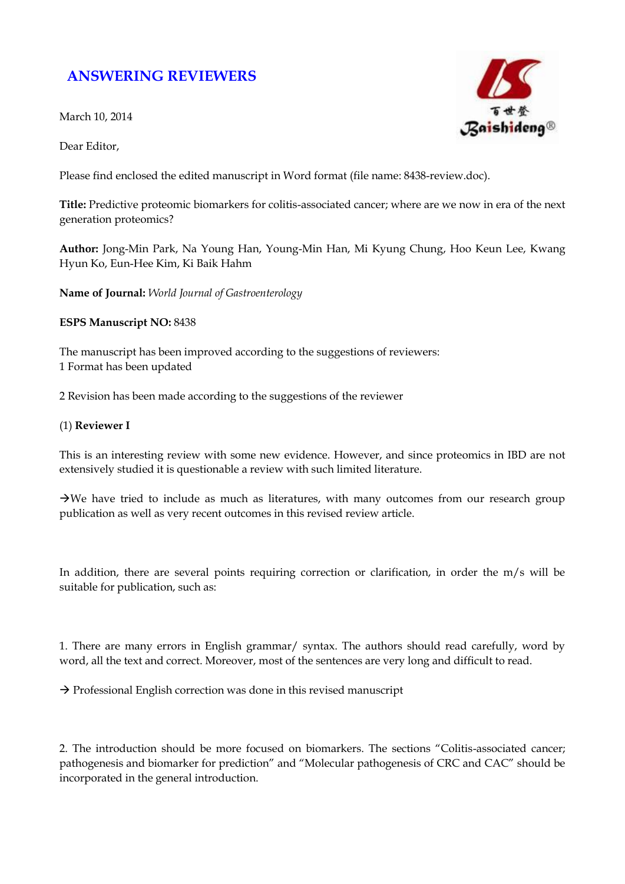# ANSWERING REVIEWERS

March 10, 2014

Dear Editor,

Please find enclosed the edited manuscript in Word format (file name: 8438-review.doc).

**Title:** Predictive proteomic biomarkers for colitis-associated cancer; where are we now in era of the next generation proteomics?

**Author:** Jong-Min Park, Na Young Han, Young-Min Han, Mi Kyung Chung, Hoo Keun Lee, Kwang Hyun Ko, Eun-Hee Kim, Ki Baik Hahm

**Name of Journal:** *World Journal of Gastroenterology*

**ESPS Manuscript NO:** 8438

The manuscript has been improved according to the suggestions of reviewers:

1 Format has been updated

2 Revision has been made according to the suggestions of the reviewer

(1) **Reviewer I**

This is an interesting review with some new evidence. However, and since proteomics in IBD are not extensively studied it is questionable a review with such limited literature.

→We have tried to include as much as literatures, with many outcomes from our research group publication as well as very recent outcomes in this revised review article.

In addition, there are several points requiring correction or clarification, in order the m/s will be suitable for publication, such as:

1. There are many errors in English grammar/ syntax. The authors should read carefully, word by word, all the text and correct. Moreover, most of the sentences are very long and difficult to read.

→ Professional English correction was done in this revised manuscript

2. The introduction should be more focused on biomarkers. The sections “Colitis-associated cancer; pathogenesis and biomarker for prediction” and “Molecular pathogenesis of CRC and CAC” should be incorporated in the general introduction.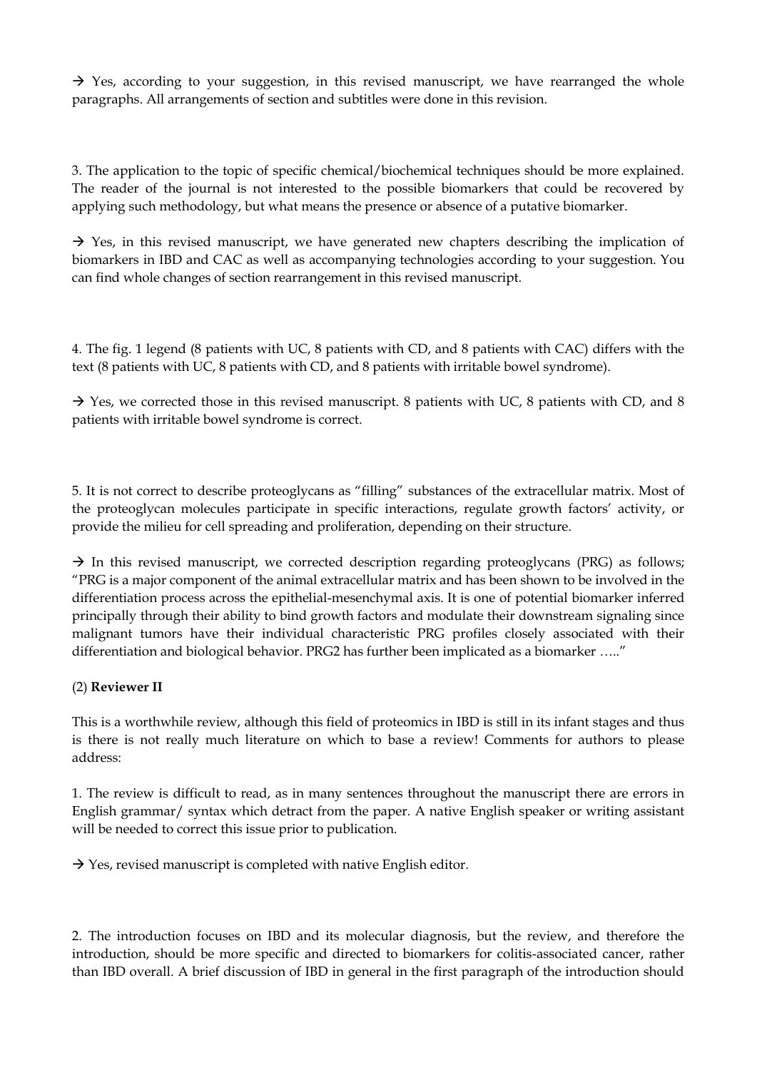→ Yes, according to your suggestion, in this revised manuscript, we have rearranged the whole paragraphs. All arrangements of section and subtitles were done in this revision.

3. The application to the topic of specific chemical/biochemical techniques should be more explained. The reader of the journal is not interested to the possible biomarkers that could be recovered by applying such methodology, but what means the presence or absence of a putative biomarker.

→ Yes, in this revised manuscript, we have generated new chapters describing the implication of biomarkers in IBD and CAC as well as accompanying technologies according to your suggestion. You can find whole changes of section rearrangement in this revised manuscript.

4. The fig. 1 legend (8 patients with UC, 8 patients with CD, and 8 patients with CAC) differs with the text (8 patients with UC, 8 patients with CD, and 8 patients with irritable bowel syndrome).

→ Yes, we corrected those in this revised manuscript. 8 patients with UC, 8 patients with CD, and 8 patients with irritable bowel syndrome is correct.

5. It is not correct to describe proteoglycans as "filling" substances of the extracellular matrix. Most of the proteoglycan molecules participate in specific interactions, regulate growth factors' activity, or provide the milieu for cell spreading and proliferation, depending on their structure.

→ In this revised manuscript, we corrected description regarding proteoglycans (PRG) as follows; "PRG is a major component of the animal extracellular matrix and has been shown to be involved in the differentiation process across the epithelial-mesenchymal axis. It is one of potential biomarker inferred principally through their ability to bind growth factors and modulate their downstream signaling since malignant tumors have their individual characteristic PRG profiles closely associated with their differentiation and biological behavior. PRG2 has further been implicated as a biomarker ….."

(2) **Reviewer II**

This is a worthwhile review, although this field of proteomics in IBD is still in its infant stages and thus is there is not really much literature on which to base a review! Comments for authors to please address:

1. The review is difficult to read, as in many sentences throughout the manuscript there are errors in English grammar/ syntax which detract from the paper. A native English speaker or writing assistant will be needed to correct this issue prior to publication.

→ Yes, revised manuscript is completed with native English editor.

2. The introduction focuses on IBD and its molecular diagnosis, but the review, and therefore the introduction, should be more specific and directed to biomarkers for colitis-associated cancer, rather than IBD overall. A brief discussion of IBD in general in the first paragraph of the introduction should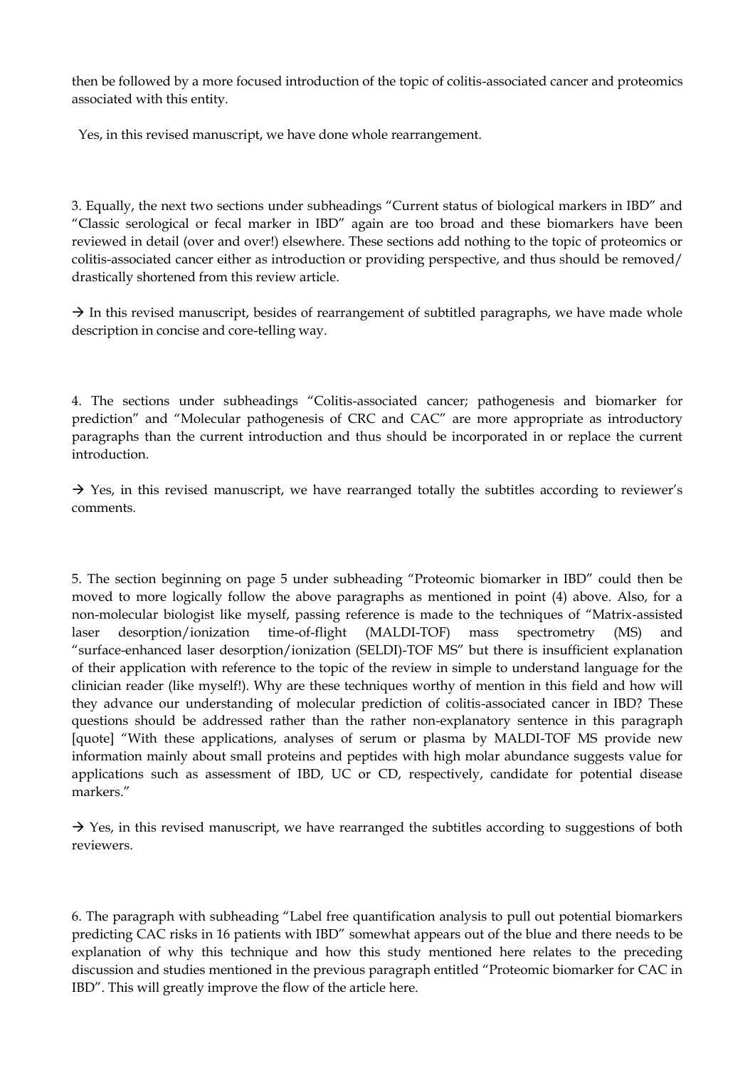then be followed by a more focused introduction of the topic of colitis-associated cancer and proteomics associated with this entity.

Yes, in this revised manuscript, we have done whole rearrangement.

3. Equally, the next two sections under subheadings "Current status of biological markers in IBD" and "Classic serological or fecal marker in IBD" again are too broad and these biomarkers have been reviewed in detail (over and over!) elsewhere. These sections add nothing to the topic of proteomics or colitis-associated cancer either as introduction or providing perspective, and thus should be removed/ drastically shortened from this review article.

→ In this revised manuscript, besides of rearrangement of subtitled paragraphs, we have made whole description in concise and core-telling way.

4. The sections under subheadings "Colitis-associated cancer; pathogenesis and biomarker for prediction" and "Molecular pathogenesis of CRC and CAC" are more appropriate as introductory paragraphs than the current introduction and thus should be incorporated in or replace the current introduction.

→ Yes, in this revised manuscript, we have rearranged totally the subtitles according to reviewer's comments.

5. The section beginning on page 5 under subheading "Proteomic biomarker in IBD" could then be moved to more logically follow the above paragraphs as mentioned in point (4) above. Also, for a non-molecular biologist like myself, passing reference is made to the techniques of "Matrix-assisted laser desorption/ionization time-of-flight (MALDI-TOF) mass spectrometry (MS) and "surface-enhanced laser desorption/ionization (SELDI)-TOF MS" but there is insufficient explanation of their application with reference to the topic of the review in simple to understand language for the clinician reader (like myself!). Why are these techniques worthy of mention in this field and how will they advance our understanding of molecular prediction of colitis-associated cancer in IBD? These questions should be addressed rather than the rather non-explanatory sentence in this paragraph [quote] "With these applications, analyses of serum or plasma by MALDI-TOF MS provide new information mainly about small proteins and peptides with high molar abundance suggests value for applications such as assessment of IBD, UC or CD, respectively, candidate for potential disease markers."

→ Yes, in this revised manuscript, we have rearranged the subtitles according to suggestions of both reviewers.

6. The paragraph with subheading "Label free quantification analysis to pull out potential biomarkers predicting CAC risks in 16 patients with IBD" somewhat appears out of the blue and there needs to be explanation of why this technique and how this study mentioned here relates to the preceding discussion and studies mentioned in the previous paragraph entitled "Proteomic biomarker for CAC in IBD". This will greatly improve the flow of the article here.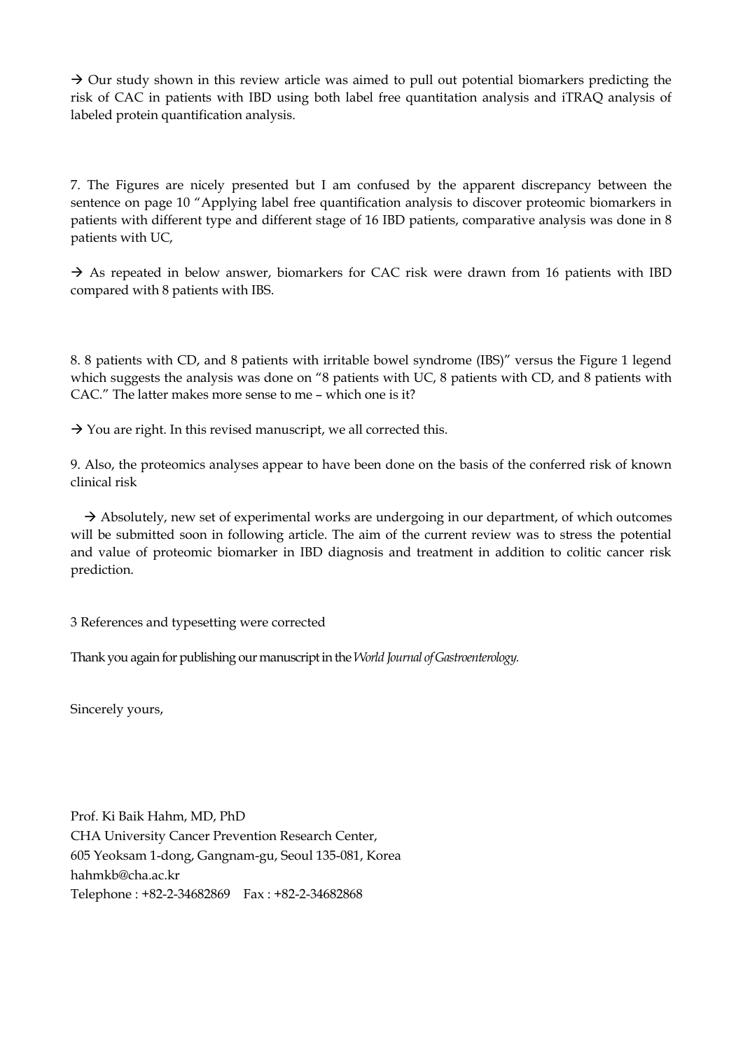→ Our study shown in this review article was aimed to pull out potential biomarkers predicting the risk of CAC in patients with IBD using both label free quantitation analysis and iTRAQ analysis of labeled protein quantification analysis.

7. The Figures are nicely presented but I am confused by the apparent discrepancy between the sentence on page 10 "Applying label free quantification analysis to discover proteomic biomarkers in patients with different type and different stage of 16 IBD patients, comparative analysis was done in 8 patients with UC,

→ As repeated in below answer, biomarkers for CAC risk were drawn from 16 patients with IBD compared with 8 patients with IBS.

8. 8 patients with CD, and 8 patients with irritable bowel syndrome (IBS)" versus the Figure 1 legend which suggests the analysis was done on "8 patients with UC, 8 patients with CD, and 8 patients with CAC." The latter makes more sense to me – which one is it?

→ You are right. In this revised manuscript, we all corrected this.

9. Also, the proteomics analyses appear to have been done on the basis of the conferred risk of known clinical risk

→ Absolutely, new set of experimental works are undergoing in our department, of which outcomes will be submitted soon in following article. The aim of the current review was to stress the potential and value of proteomic biomarker in IBD diagnosis and treatment in addition to colitic cancer risk prediction.

3 References and typesetting were corrected

Thank you again for publishing our manuscript in the *World Journal of Gastroenterology*.

Sincerely yours,

Prof. Ki Baik Hahm, MD, PhD  
CHA University Cancer Prevention Research Center,  
605 Yeoksam 1-dong, Gangnam-gu, Seoul 135-081, Korea  
hahmkb@cha.ac.kr  
Telephone : +82-2-34682869 Fax : +82-2-34682868